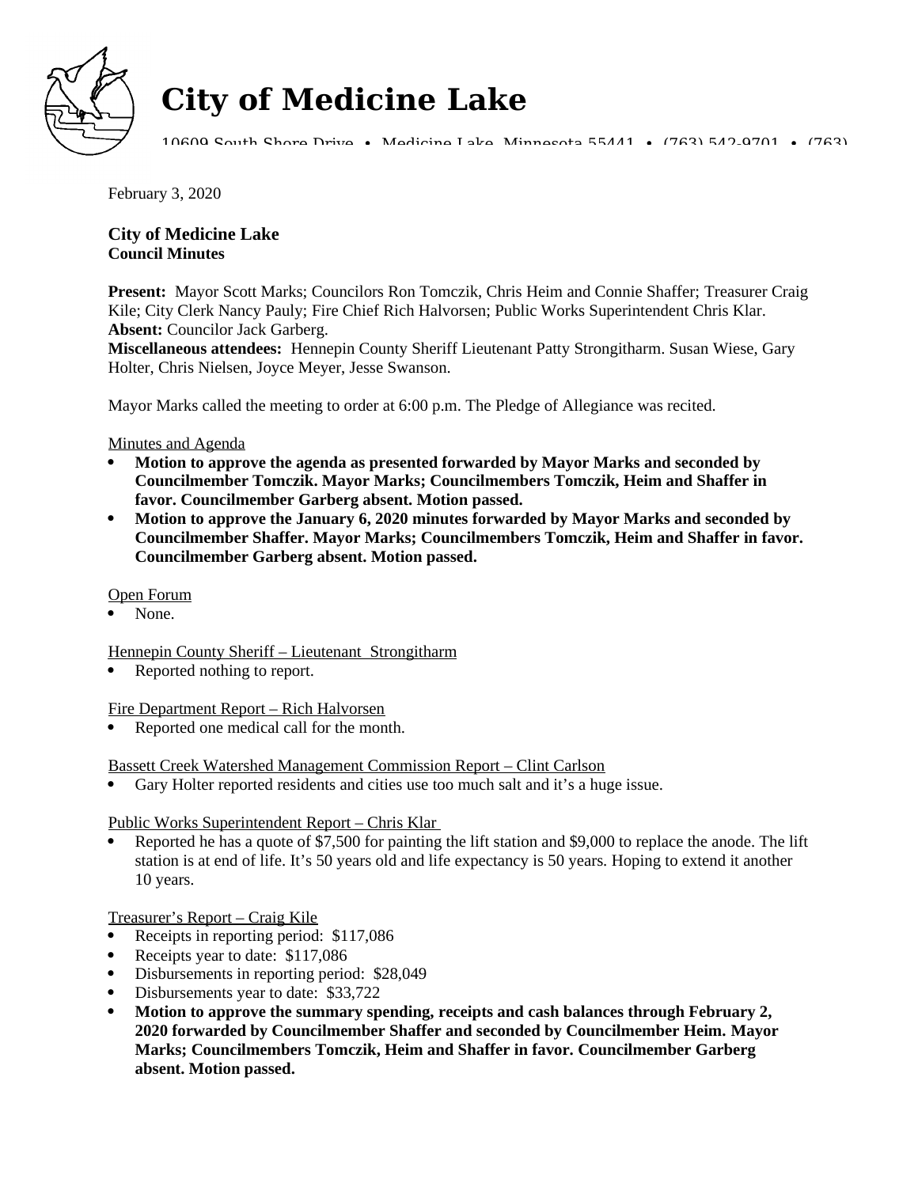# City of Medicine Lake

10609 South Shore Drive • Medicine Lake, Minnesota 55441 • (763) 542-9701 • (763)

February 3, 2020

**City of Medicine Lake**
**Council Minutes**

**Present:** Mayor Scott Marks; Councilors Ron Tomczik, Chris Heim and Connie Shaffer; Treasurer Craig Kile; City Clerk Nancy Pauly; Fire Chief Rich Halvorsen; Public Works Superintendent Chris Klar.
**Absent:** Councilor Jack Garberg.
**Miscellaneous attendees:** Hennepin County Sheriff Lieutenant Patty Strongitharm. Susan Wiese, Gary Holter, Chris Nielsen, Joyce Meyer, Jesse Swanson.

Mayor Marks called the meeting to order at 6:00 p.m. The Pledge of Allegiance was recited.

Minutes and Agenda

- **Motion to approve the agenda as presented forwarded by Mayor Marks and seconded by Councilmember Tomczik. Mayor Marks; Councilmembers Tomczik, Heim and Shaffer in favor. Councilmember Garberg absent. Motion passed.**
- **Motion to approve the January 6, 2020 minutes forwarded by Mayor Marks and seconded by Councilmember Shaffer. Mayor Marks; Councilmembers Tomczik, Heim and Shaffer in favor. Councilmember Garberg absent. Motion passed.**

Open Forum

- None.

Hennepin County Sheriff – Lieutenant Strongitharm

- Reported nothing to report.

Fire Department Report – Rich Halvorsen

- Reported one medical call for the month.

Bassett Creek Watershed Management Commission Report – Clint Carlson

- Gary Holter reported residents and cities use too much salt and it's a huge issue.

Public Works Superintendent Report – Chris Klar

- Reported he has a quote of $7,500 for painting the lift station and $9,000 to replace the anode. The lift station is at end of life. It's 50 years old and life expectancy is 50 years. Hoping to extend it another 10 years.

Treasurer's Report – Craig Kile

- Receipts in reporting period: $117,086
- Receipts year to date: $117,086
- Disbursements in reporting period: $28,049
- Disbursements year to date: $33,722
- **Motion to approve the summary spending, receipts and cash balances through February 2, 2020 forwarded by Councilmember Shaffer and seconded by Councilmember Heim. Mayor Marks; Councilmembers Tomczik, Heim and Shaffer in favor. Councilmember Garberg absent. Motion passed.**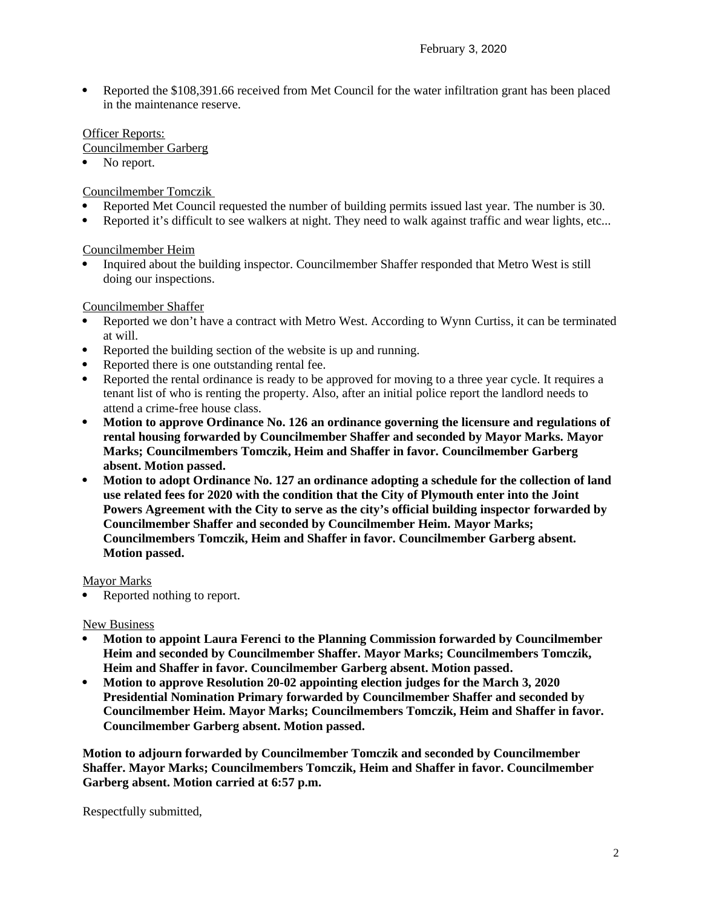- Reported the $108,391.66 received from Met Council for the water infiltration grant has been placed in the maintenance reserve.

Officer Reports:

Councilmember Garberg

- No report.

Councilmember Tomczik

- Reported Met Council requested the number of building permits issued last year. The number is 30.
- Reported it's difficult to see walkers at night. They need to walk against traffic and wear lights, etc...

Councilmember Heim

- Inquired about the building inspector. Councilmember Shaffer responded that Metro West is still doing our inspections.

Councilmember Shaffer

- Reported we don't have a contract with Metro West. According to Wynn Curtiss, it can be terminated at will.
- Reported the building section of the website is up and running.
- Reported there is one outstanding rental fee.
- Reported the rental ordinance is ready to be approved for moving to a three year cycle. It requires a tenant list of who is renting the property. Also, after an initial police report the landlord needs to attend a crime-free house class.
- **Motion to approve Ordinance No. 126 an ordinance governing the licensure and regulations of rental housing forwarded by Councilmember Shaffer and seconded by Mayor Marks. Mayor Marks; Councilmembers Tomczik, Heim and Shaffer in favor. Councilmember Garberg absent. Motion passed.**
- **Motion to adopt Ordinance No. 127 an ordinance adopting a schedule for the collection of land use related fees for 2020 with the condition that the City of Plymouth enter into the Joint Powers Agreement with the City to serve as the city's official building inspector forwarded by Councilmember Shaffer and seconded by Councilmember Heim. Mayor Marks; Councilmembers Tomczik, Heim and Shaffer in favor. Councilmember Garberg absent. Motion passed.**

Mayor Marks

- Reported nothing to report.

New Business

- **Motion to appoint Laura Ferenci to the Planning Commission forwarded by Councilmember Heim and seconded by Councilmember Shaffer. Mayor Marks; Councilmembers Tomczik, Heim and Shaffer in favor. Councilmember Garberg absent. Motion passed.**
- **Motion to approve Resolution 20-02 appointing election judges for the March 3, 2020 Presidential Nomination Primary forwarded by Councilmember Shaffer and seconded by Councilmember Heim. Mayor Marks; Councilmembers Tomczik, Heim and Shaffer in favor. Councilmember Garberg absent. Motion passed.**

**Motion to adjourn forwarded by Councilmember Tomczik and seconded by Councilmember Shaffer. Mayor Marks; Councilmembers Tomczik, Heim and Shaffer in favor. Councilmember Garberg absent. Motion carried at 6:57 p.m.**

Respectfully submitted,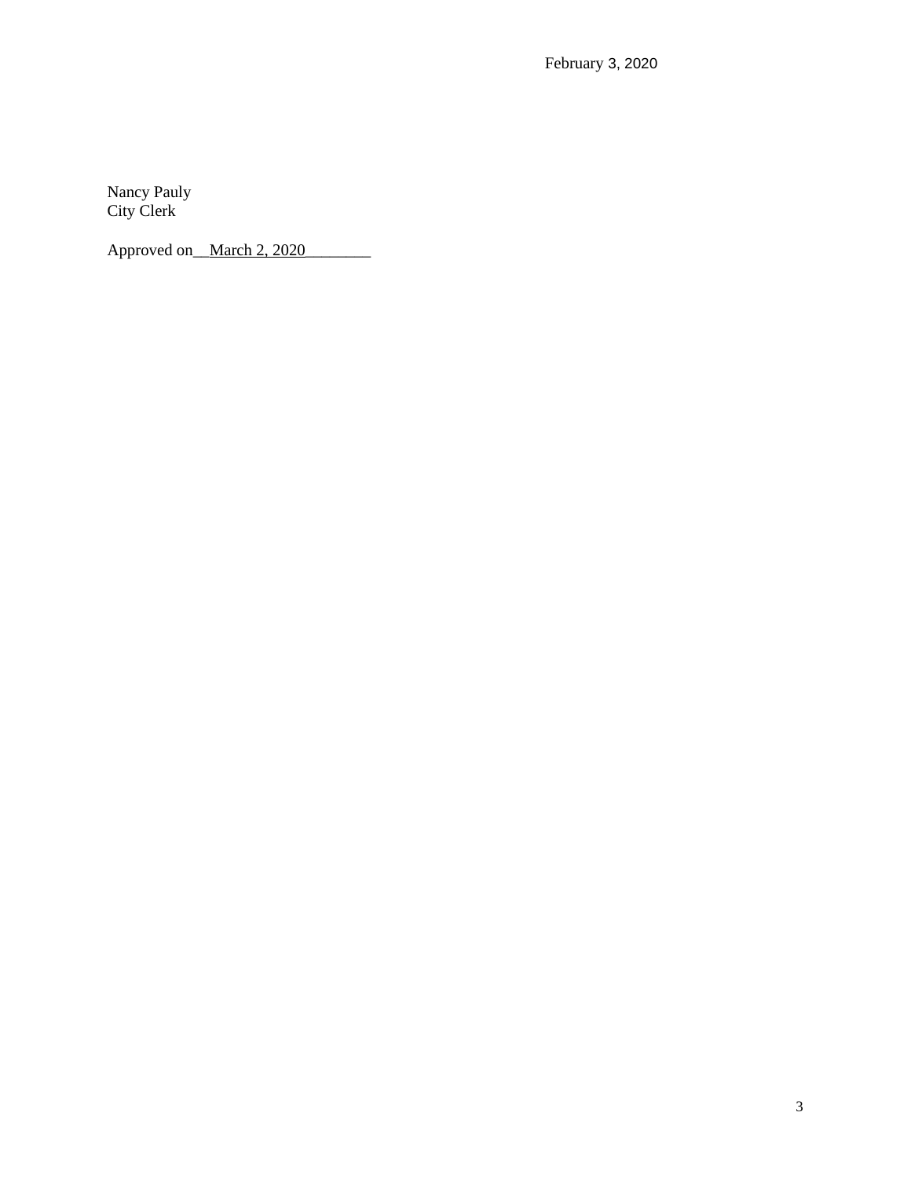Nancy Pauly
City Clerk

Approved on__March 2, 2020________